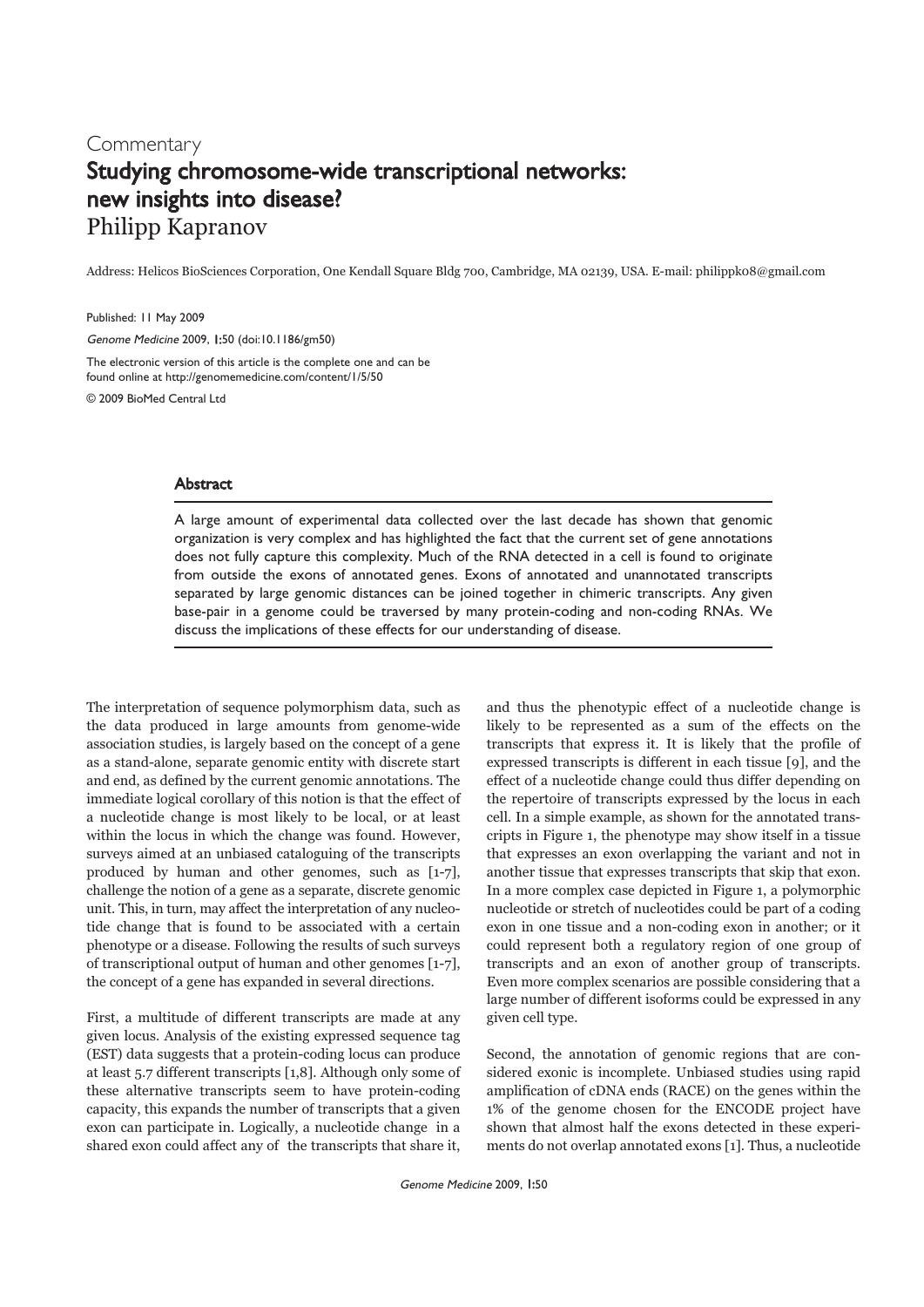Commentary

# Studying chromosome-wide transcriptional networks: new insights into disease?

Philipp Kapranov

Address: Helicos BioSciences Corporation, One Kendall Square Bldg 700, Cambridge, MA 02139, USA. E-mail: philippk08@gmail.com

Published: 11 May 2009

*Genome Medicine* 2009, **1**:50 (doi:10.1186/gm50)

The electronic version of this article is the complete one and can be found online at http://genomemedicine.com/content/1/5/50

© 2009 BioMed Central Ltd

## Abstract

A large amount of experimental data collected over the last decade has shown that genomic organization is very complex and has highlighted the fact that the current set of gene annotations does not fully capture this complexity. Much of the RNA detected in a cell is found to originate from outside the exons of annotated genes. Exons of annotated and unannotated transcripts separated by large genomic distances can be joined together in chimeric transcripts. Any given base-pair in a genome could be traversed by many protein-coding and non-coding RNAs. We discuss the implications of these effects for our understanding of disease.

The interpretation of sequence polymorphism data, such as the data produced in large amounts from genome-wide association studies, is largely based on the concept of a gene as a stand-alone, separate genomic entity with discrete start and end, as defined by the current genomic annotations. The immediate logical corollary of this notion is that the effect of a nucleotide change is most likely to be local, or at least within the locus in which the change was found. However, surveys aimed at an unbiased cataloguing of the transcripts produced by human and other genomes, such as [1-7], challenge the notion of a gene as a separate, discrete genomic unit. This, in turn, may affect the interpretation of any nucleotide change that is found to be associated with a certain phenotype or a disease. Following the results of such surveys of transcriptional output of human and other genomes [1-7], the concept of a gene has expanded in several directions.

First, a multitude of different transcripts are made at any given locus. Analysis of the existing expressed sequence tag (EST) data suggests that a protein-coding locus can produce at least 5.7 different transcripts [1,8]. Although only some of these alternative transcripts seem to have protein-coding capacity, this expands the number of transcripts that a given exon can participate in. Logically, a nucleotide change in a shared exon could affect any of the transcripts that share it, and thus the phenotypic effect of a nucleotide change is likely to be represented as a sum of the effects on the transcripts that express it. It is likely that the profile of expressed transcripts is different in each tissue [9], and the effect of a nucleotide change could thus differ depending on the repertoire of transcripts expressed by the locus in each cell. In a simple example, as shown for the annotated transcripts in Figure 1, the phenotype may show itself in a tissue that expresses an exon overlapping the variant and not in another tissue that expresses transcripts that skip that exon. In a more complex case depicted in Figure 1, a polymorphic nucleotide or stretch of nucleotides could be part of a coding exon in one tissue and a non-coding exon in another; or it could represent both a regulatory region of one group of transcripts and an exon of another group of transcripts. Even more complex scenarios are possible considering that a large number of different isoforms could be expressed in any given cell type.

Second, the annotation of genomic regions that are considered exonic is incomplete. Unbiased studies using rapid amplification of cDNA ends (RACE) on the genes within the 1% of the genome chosen for the ENCODE project have shown that almost half the exons detected in these experiments do not overlap annotated exons [1]. Thus, a nucleotide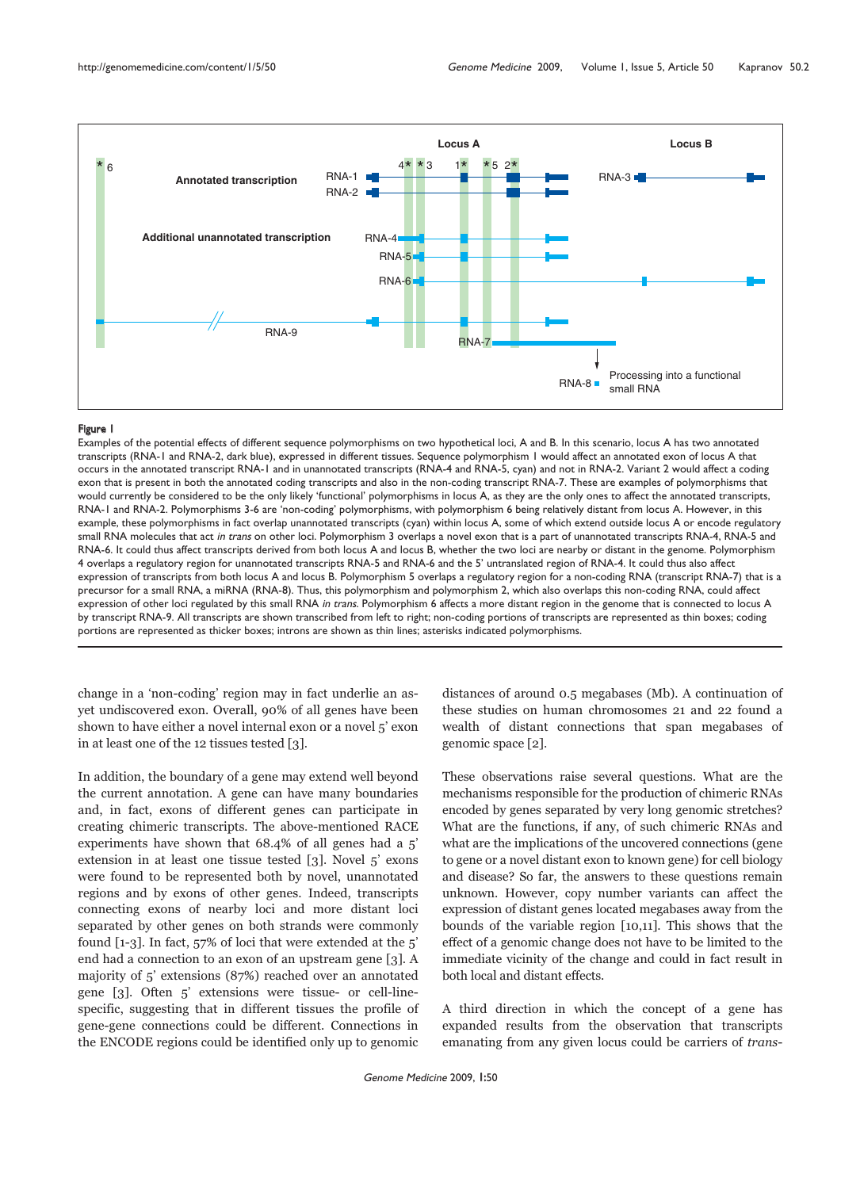**Figure 1**

Examples of the potential effects of different sequence polymorphisms on two hypothetical loci, A and B. In this scenario, locus A has two annotated transcripts (RNA-1 and RNA-2, dark blue), expressed in different tissues. Sequence polymorphism 1 would affect an annotated exon of locus A that occurs in the annotated transcript RNA-1 and in unannotated transcripts (RNA-4 and RNA-5, cyan) and not in RNA-2. Variant 2 would affect a coding exon that is present in both the annotated coding transcripts and also in the non-coding transcript RNA-7. These are examples of polymorphisms that would currently be considered to be the only likely 'functional' polymorphisms in locus A, as they are the only ones to affect the annotated transcripts, RNA-1 and RNA-2. Polymorphisms 3-6 are 'non-coding' polymorphisms, with polymorphism 6 being relatively distant from locus A. However, in this example, these polymorphisms in fact overlap unannotated transcripts (cyan) within locus A, some of which extend outside locus A or encode regulatory small RNA molecules that act *in trans* on other loci. Polymorphism 3 overlaps a novel exon that is a part of unannotated transcripts RNA-4, RNA-5 and RNA-6. It could thus affect transcripts derived from both locus A and locus B, whether the two loci are nearby or distant in the genome. Polymorphism 4 overlaps a regulatory region for unannotated transcripts RNA-5 and RNA-6 and the 5' untranslated region of RNA-4. It could thus also affect expression of transcripts from both locus A and locus B. Polymorphism 5 overlaps a regulatory region for a non-coding RNA (transcript RNA-7) that is a precursor for a small RNA, a miRNA (RNA-8). Thus, this polymorphism and polymorphism 2, which also overlaps this non-coding RNA, could affect expression of other loci regulated by this small RNA *in trans*. Polymorphism 6 affects a more distant region in the genome that is connected to locus A by transcript RNA-9. All transcripts are shown transcribed from left to right; non-coding portions of transcripts are represented as thin boxes; coding portions are represented as thicker boxes; introns are shown as thin lines; asterisks indicated polymorphisms.

change in a 'non-coding' region may in fact underlie an as-yet undiscovered exon. Overall, 90% of all genes have been shown to have either a novel internal exon or a novel 5' exon in at least one of the 12 tissues tested [3].

In addition, the boundary of a gene may extend well beyond the current annotation. A gene can have many boundaries and, in fact, exons of different genes can participate in creating chimeric transcripts. The above-mentioned RACE experiments have shown that 68.4% of all genes had a 5' extension in at least one tissue tested [3]. Novel 5' exons were found to be represented both by novel, unannotated regions and by exons of other genes. Indeed, transcripts connecting exons of nearby loci and more distant loci separated by other genes on both strands were commonly found [1-3]. In fact, 57% of loci that were extended at the 5' end had a connection to an exon of an upstream gene [3]. A majority of 5' extensions (87%) reached over an annotated gene [3]. Often 5' extensions were tissue- or cell-line-specific, suggesting that in different tissues the profile of gene-gene connections could be different. Connections in the ENCODE regions could be identified only up to genomic distances of around 0.5 megabases (Mb). A continuation of these studies on human chromosomes 21 and 22 found a wealth of distant connections that span megabases of genomic space [2].

These observations raise several questions. What are the mechanisms responsible for the production of chimeric RNAs encoded by genes separated by very long genomic stretches? What are the functions, if any, of such chimeric RNAs and what are the implications of the uncovered connections (gene to gene or a novel distant exon to known gene) for cell biology and disease? So far, the answers to these questions remain unknown. However, copy number variants can affect the expression of distant genes located megabases away from the bounds of the variable region [10,11]. This shows that the effect of a genomic change does not have to be limited to the immediate vicinity of the change and could in fact result in both local and distant effects.

A third direction in which the concept of a gene has expanded results from the observation that transcripts emanating from any given locus could be carriers of *trans*-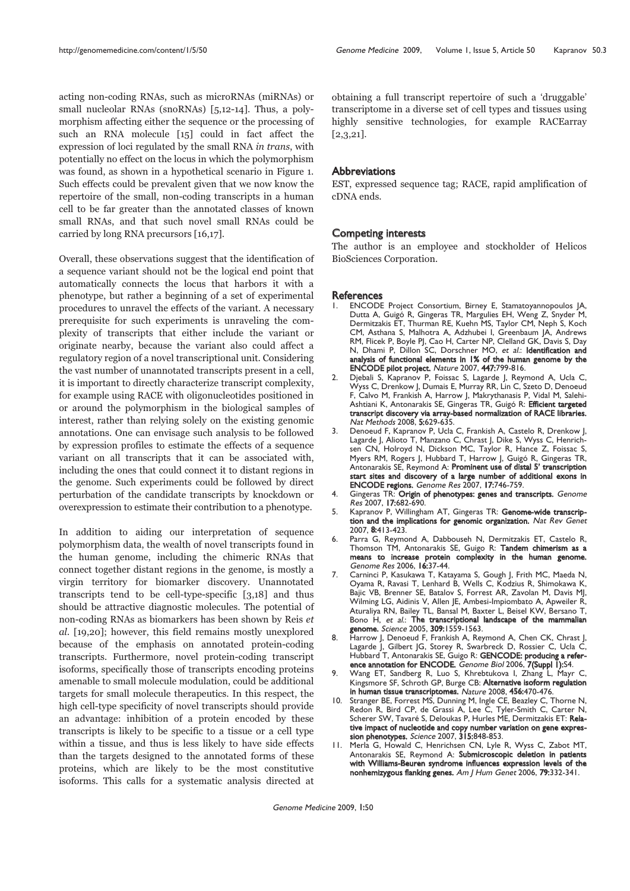acting non-coding RNAs, such as microRNAs (miRNAs) or small nucleolar RNAs (snoRNAs) [5,12-14]. Thus, a polymorphism affecting either the sequence or the processing of such an RNA molecule [15] could in fact affect the expression of loci regulated by the small RNA *in trans*, with potentially no effect on the locus in which the polymorphism was found, as shown in a hypothetical scenario in Figure 1. Such effects could be prevalent given that we now know the repertoire of the small, non-coding transcripts in a human cell to be far greater than the annotated classes of known small RNAs, and that such novel small RNAs could be carried by long RNA precursors [16,17].

Overall, these observations suggest that the identification of a sequence variant should not be the logical end point that automatically connects the locus that harbors it with a phenotype, but rather a beginning of a set of experimental procedures to unravel the effects of the variant. A necessary prerequisite for such experiments is unraveling the complexity of transcripts that either include the variant or originate nearby, because the variant also could affect a regulatory region of a novel transcriptional unit. Considering the vast number of unannotated transcripts present in a cell, it is important to directly characterize transcript complexity, for example using RACE with oligonucleotides positioned in or around the polymorphism in the biological samples of interest, rather than relying solely on the existing genomic annotations. One can envisage such analysis to be followed by expression profiles to estimate the effects of a sequence variant on all transcripts that it can be associated with, including the ones that could connect it to distant regions in the genome. Such experiments could be followed by direct perturbation of the candidate transcripts by knockdown or overexpression to estimate their contribution to a phenotype.

In addition to aiding our interpretation of sequence polymorphism data, the wealth of novel transcripts found in the human genome, including the chimeric RNAs that connect together distant regions in the genome, is mostly a virgin territory for biomarker discovery. Unannotated transcripts tend to be cell-type-specific [3,18] and thus should be attractive diagnostic molecules. The potential of non-coding RNAs as biomarkers has been shown by Reis *et al*. [19,20]; however, this field remains mostly unexplored because of the emphasis on annotated protein-coding transcripts. Furthermore, novel protein-coding transcript isoforms, specifically those of transcripts encoding proteins amenable to small molecule modulation, could be additional targets for small molecule therapeutics. In this respect, the high cell-type specificity of novel transcripts should provide an advantage: inhibition of a protein encoded by these transcripts is likely to be specific to a tissue or a cell type within a tissue, and thus is less likely to have side effects than the targets designed to the annotated forms of these proteins, which are likely to be the most constitutive isoforms. This calls for a systematic analysis directed at obtaining a full transcript repertoire of such a 'druggable' transcriptome in a diverse set of cell types and tissues using highly sensitive technologies, for example RACEarray [2,3,21].

## Abbreviations

EST, expressed sequence tag; RACE, rapid amplification of cDNA ends.

## Competing interests

The author is an employee and stockholder of Helicos BioSciences Corporation.

## References

1. ENCODE Project Consortium, Birney E, Stamatoyannopoulos JA, Dutta A, Guigó R, Gingeras TR, Margulies EH, Weng Z, Snyder M, Dermitzakis ET, Thurman RE, Kuehn MS, Taylor CM, Neph S, Koch CM, Asthana S, Malhotra A, Adzhubei I, Greenbaum JA, Andrews RM, Flicek P, Boyle PJ, Cao H, Carter NP, Clelland GK, Davis S, Day N, Dhami P, Dillon SC, Dorschner MO, *et al.*: **Identification and analysis of functional elements in 1% of the human genome by the ENCODE pilot project.** *Nature* 2007, **447:**799-816.
2. Djebali S, Kapranov P, Foissac S, Lagarde J, Reymond A, Ucla C, Wyss C, Drenkow J, Dumais E, Murray RR, Lin C, Szeto D, Denoeud F, Calvo M, Frankish A, Harrow J, Makrythanasis P, Vidal M, Salehi-Ashtiani K, Antonarakis SE, Gingeras TR, Guigó R: **Efficient targeted transcript discovery via array-based normalization of RACE libraries.** *Nat Methods* 2008, **5:**629-635.
3. Denoeud F, Kapranov P, Ucla C, Frankish A, Castelo R, Drenkow J, Lagarde J, Alioto T, Manzano C, Chrast J, Dike S, Wyss C, Henrichsen CN, Holroyd N, Dickson MC, Taylor R, Hance Z, Foissac S, Myers RM, Rogers J, Hubbard T, Harrow J, Guigó R, Gingeras TR, Antonarakis SE, Reymond A: **Prominent use of distal 5' transcription start sites and discovery of a large number of additional exons in ENCODE regions.** *Genome Res* 2007, **17:**746-759.
4. Gingeras TR: **Origin of phenotypes: genes and transcripts.** *Genome Res* 2007, **17:**682-690.
5. Kapranov P, Willingham AT, Gingeras TR: **Genome-wide transcription and the implications for genomic organization.** *Nat Rev Genet* 2007, **8:**413-423.
6. Parra G, Reymond A, Dabbouseh N, Dermitzakis ET, Castelo R, Thomson TM, Antonarakis SE, Guigo R: **Tandem chimerism as a means to increase protein complexity in the human genome.** *Genome Res* 2006, **16:**37-44.
7. Carninci P, Kasukawa T, Katayama S, Gough J, Frith MC, Maeda N, Oyama R, Ravasi T, Lenhard B, Wells C, Kodzius R, Shimokawa K, Bajic VB, Brenner SE, Batalov S, Forrest AR, Zavolan M, Davis MJ, Wilming LG, Aidinis V, Allen JE, Ambesi-Impiombato A, Apweiler R, Aturaliya RN, Bailey TL, Bansal M, Baxter L, Beisel KW, Bersano T, Bono H, *et al.*: **The transcriptional landscape of the mammalian genome.** *Science* 2005, **309:**1559-1563.
8. Harrow J, Denoeud F, Frankish A, Reymond A, Chen CK, Chrast J, Lagarde J, Gilbert JG, Storey R, Swarbreck D, Rossier C, Ucla C, Hubbard T, Antonarakis SE, Guigo R: **GENCODE: producing a reference annotation for ENCODE.** *Genome Biol* 2006, **7(Suppl 1):**S4.
9. Wang ET, Sandberg R, Luo S, Khrebtukova I, Zhang L, Mayr C, Kingsmore SF, Schroth GP, Burge CB: **Alternative isoform regulation in human tissue transcriptomes.** *Nature* 2008, **456:**470-476.
10. Stranger BE, Forrest MS, Dunning M, Ingle CE, Beazley C, Thorne N, Redon R, Bird CP, de Grassi A, Lee C, Tyler-Smith C, Carter N, Scherer SW, Tavaré S, Deloukas P, Hurles ME, Dermitzakis ET: **Relative impact of nucleotide and copy number variation on gene expression phenotypes.** *Science* 2007, **315:**848-853.
11. Merla G, Howald C, Henrichsen CN, Lyle R, Wyss C, Zabot MT, Antonarakis SE, Reymond A: **Submicroscopic deletion in patients with Williams-Beuren syndrome influences expression levels of the nonhemizygous flanking genes.** *Am J Hum Genet* 2006, **79:**332-341.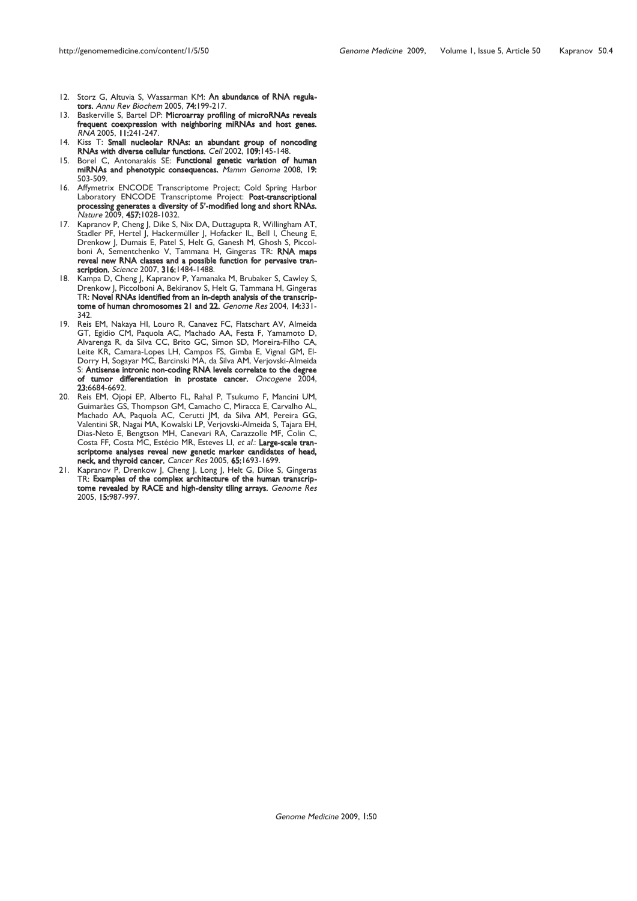12. Storz G, Altuvia S, Wassarman KM: **An abundance of RNA regulators.** *Annu Rev Biochem* 2005, **74:**199-217.
13. Baskerville S, Bartel DP: **Microarray profiling of microRNAs reveals frequent coexpression with neighboring miRNAs and host genes.** *RNA* 2005, **11:**241-247.
14. Kiss T: **Small nucleolar RNAs: an abundant group of noncoding RNAs with diverse cellular functions.** *Cell* 2002, **109:**145-148.
15. Borel C, Antonarakis SE: **Functional genetic variation of human miRNAs and phenotypic consequences.** *Mamm Genome* 2008, **19:** 503-509.
16. Affymetrix ENCODE Transcriptome Project; Cold Spring Harbor Laboratory ENCODE Transcriptome Project: **Post-transcriptional processing generates a diversity of 5'-modified long and short RNAs.** *Nature* 2009, **457:**1028-1032.
17. Kapranov P, Cheng J, Dike S, Nix DA, Duttagupta R, Willingham AT, Stadler PF, Hertel J, Hackermüller J, Hofacker IL, Bell I, Cheung E, Drenkow J, Dumais E, Patel S, Helt G, Ganesh M, Ghosh S, Piccolboni A, Sementchenko V, Tammana H, Gingeras TR: **RNA maps reveal new RNA classes and a possible function for pervasive transcription.** *Science* 2007, **316:**1484-1488.
18. Kampa D, Cheng J, Kapranov P, Yamanaka M, Brubaker S, Cawley S, Drenkow J, Piccolboni A, Bekiranov S, Helt G, Tammana H, Gingeras TR: **Novel RNAs identified from an in-depth analysis of the transcriptome of human chromosomes 21 and 22.** *Genome Res* 2004, **14:**331-342.
19. Reis EM, Nakaya HI, Louro R, Canavez FC, Flatschart AV, Almeida GT, Egidio CM, Paquola AC, Machado AA, Festa F, Yamamoto D, Alvarenga R, da Silva CC, Brito GC, Simon SD, Moreira-Filho CA, Leite KR, Camara-Lopes LH, Campos FS, Gimba E, Vignal GM, El-Dorry H, Sogayar MC, Barcinski MA, da Silva AM, Verjovski-Almeida S: **Antisense intronic non-coding RNA levels correlate to the degree of tumor differentiation in prostate cancer.** *Oncogene* 2004, **23:**6684-6692.
20. Reis EM, Ojopi EP, Alberto FL, Rahal P, Tsukumo F, Mancini UM, Guimarães GS, Thompson GM, Camacho C, Miracca E, Carvalho AL, Machado AA, Paquola AC, Cerutti JM, da Silva AM, Pereira GG, Valentini SR, Nagai MA, Kowalski LP, Verjovski-Almeida S, Tajara EH, Dias-Neto E, Bengtson MH, Canevari RA, Carazzolle MF, Colin C, Costa FF, Costa MC, Estécio MR, Esteves LI, *et al.*: **Large-scale transcriptome analyses reveal new genetic marker candidates of head, neck, and thyroid cancer.** *Cancer Res* 2005, **65:**1693-1699.
21. Kapranov P, Drenkow J, Cheng J, Long J, Helt G, Dike S, Gingeras TR: **Examples of the complex architecture of the human transcriptome revealed by RACE and high-density tiling arrays.** *Genome Res* 2005, **15:**987-997.